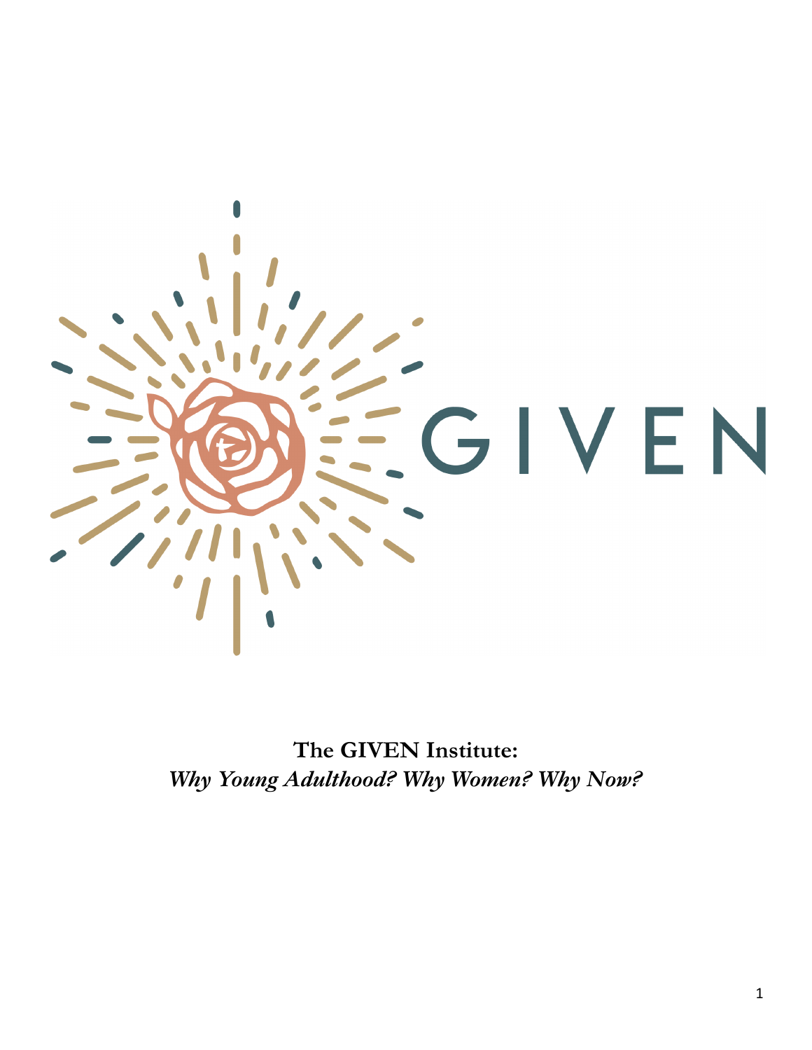GIVEN

**The GIVEN Institute:**
***Why Young Adulthood? Why Women? Why Now?***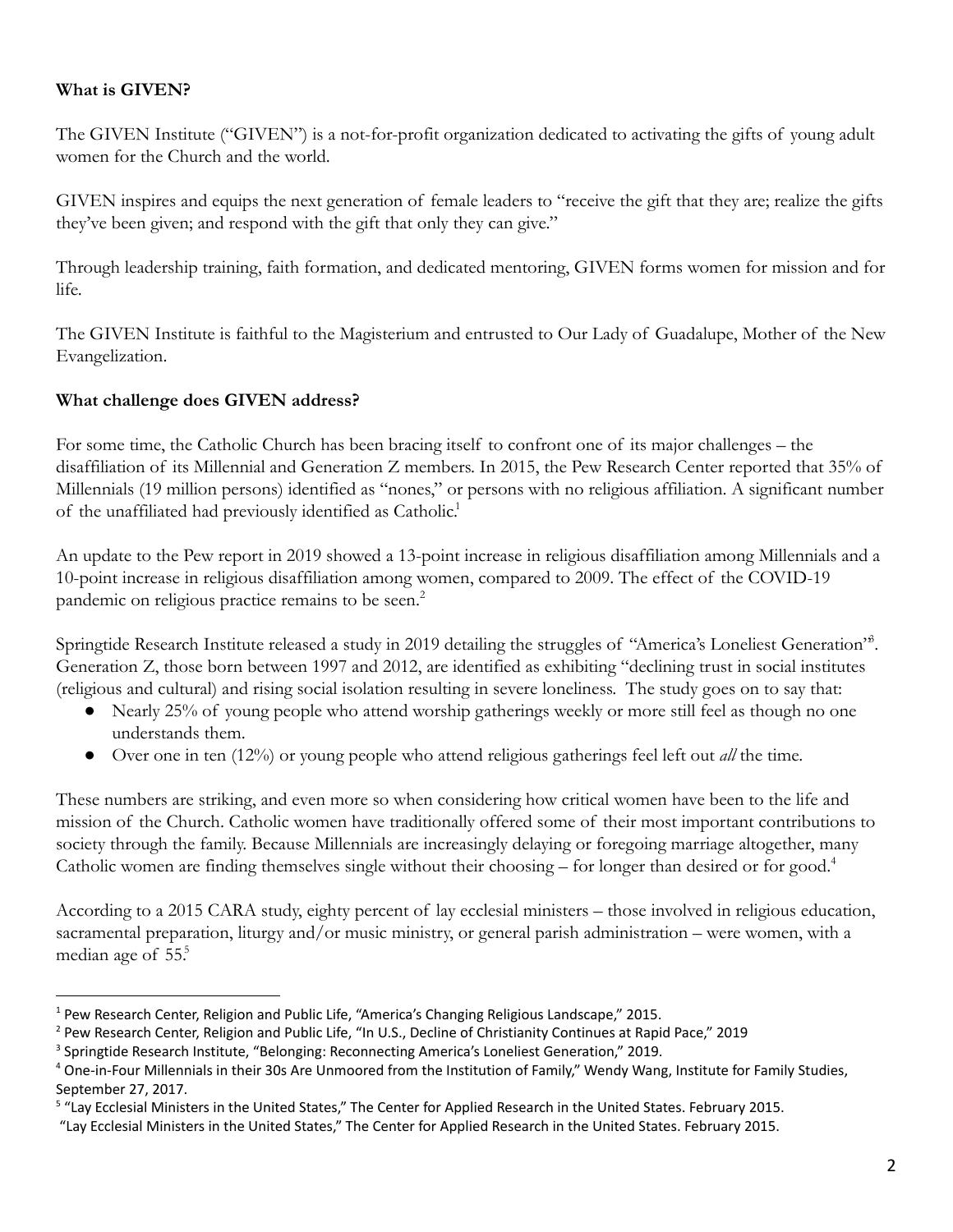**What is GIVEN?**

The GIVEN Institute ("GIVEN") is a not-for-profit organization dedicated to activating the gifts of young adult women for the Church and the world.

GIVEN inspires and equips the next generation of female leaders to "receive the gift that they are; realize the gifts they've been given; and respond with the gift that only they can give."

Through leadership training, faith formation, and dedicated mentoring, GIVEN forms women for mission and for life.

The GIVEN Institute is faithful to the Magisterium and entrusted to Our Lady of Guadalupe, Mother of the New Evangelization.

**What challenge does GIVEN address?**

For some time, the Catholic Church has been bracing itself to confront one of its major challenges – the disaffiliation of its Millennial and Generation Z members. In 2015, the Pew Research Center reported that 35% of Millennials (19 million persons) identified as "nones," or persons with no religious affiliation. A significant number of the unaffiliated had previously identified as Catholic.[1]

An update to the Pew report in 2019 showed a 13-point increase in religious disaffiliation among Millennials and a 10-point increase in religious disaffiliation among women, compared to 2009. The effect of the COVID-19 pandemic on religious practice remains to be seen.[2]

Springtide Research Institute released a study in 2019 detailing the struggles of "America's Loneliest Generation"[3]. Generation Z, those born between 1997 and 2012, are identified as exhibiting "declining trust in social institutes (religious and cultural) and rising social isolation resulting in severe loneliness. The study goes on to say that:

- Nearly 25% of young people who attend worship gatherings weekly or more still feel as though no one understands them.
- Over one in ten (12%) or young people who attend religious gatherings feel left out *all* the time.

These numbers are striking, and even more so when considering how critical women have been to the life and mission of the Church. Catholic women have traditionally offered some of their most important contributions to society through the family. Because Millennials are increasingly delaying or foregoing marriage altogether, many Catholic women are finding themselves single without their choosing – for longer than desired or for good.[4]

According to a 2015 CARA study, eighty percent of lay ecclesial ministers – those involved in religious education, sacramental preparation, liturgy and/or music ministry, or general parish administration – were women, with a median age of 55.[5]

---

[1] Pew Research Center, Religion and Public Life, "America's Changing Religious Landscape," 2015.

[2] Pew Research Center, Religion and Public Life, "In U.S., Decline of Christianity Continues at Rapid Pace," 2019

[3] Springtide Research Institute, "Belonging: Reconnecting America's Loneliest Generation," 2019.

[4] One-in-Four Millennials in their 30s Are Unmoored from the Institution of Family," Wendy Wang, Institute for Family Studies, September 27, 2017.

[5] "Lay Ecclesial Ministers in the United States," The Center for Applied Research in the United States. February 2015.
"Lay Ecclesial Ministers in the United States," The Center for Applied Research in the United States. February 2015.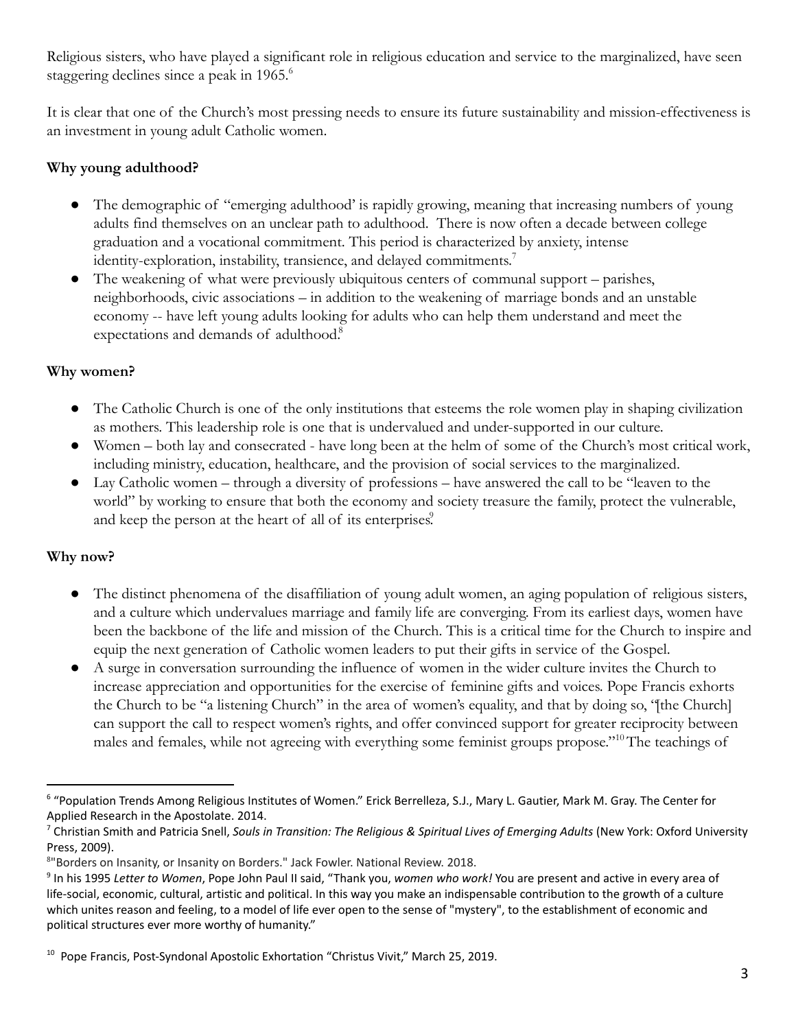Religious sisters, who have played a significant role in religious education and service to the marginalized, have seen staggering declines since a peak in 1965.[6]

It is clear that one of the Church's most pressing needs to ensure its future sustainability and mission-effectiveness is an investment in young adult Catholic women.

**Why young adulthood?**

- The demographic of "emerging adulthood' is rapidly growing, meaning that increasing numbers of young adults find themselves on an unclear path to adulthood. There is now often a decade between college graduation and a vocational commitment. This period is characterized by anxiety, intense identity-exploration, instability, transience, and delayed commitments.[7]
- The weakening of what were previously ubiquitous centers of communal support – parishes, neighborhoods, civic associations – in addition to the weakening of marriage bonds and an unstable economy -- have left young adults looking for adults who can help them understand and meet the expectations and demands of adulthood.[8]

**Why women?**

- The Catholic Church is one of the only institutions that esteems the role women play in shaping civilization as mothers. This leadership role is one that is undervalued and under-supported in our culture.
- Women – both lay and consecrated - have long been at the helm of some of the Church's most critical work, including ministry, education, healthcare, and the provision of social services to the marginalized.
- Lay Catholic women – through a diversity of professions – have answered the call to be "leaven to the world" by working to ensure that both the economy and society treasure the family, protect the vulnerable, and keep the person at the heart of all of its enterprises.[9]

**Why now?**

- The distinct phenomena of the disaffiliation of young adult women, an aging population of religious sisters, and a culture which undervalues marriage and family life are converging. From its earliest days, women have been the backbone of the life and mission of the Church. This is a critical time for the Church to inspire and equip the next generation of Catholic women leaders to put their gifts in service of the Gospel.
- A surge in conversation surrounding the influence of women in the wider culture invites the Church to increase appreciation and opportunities for the exercise of feminine gifts and voices. Pope Francis exhorts the Church to be "a listening Church" in the area of women's equality, and that by doing so, "[the Church] can support the call to respect women's rights, and offer convinced support for greater reciprocity between males and females, while not agreeing with everything some feminist groups propose."[10] The teachings of

---

[6] "Population Trends Among Religious Institutes of Women." Erick Berrelleza, S.J., Mary L. Gautier, Mark M. Gray. The Center for Applied Research in the Apostolate. 2014.

[7] Christian Smith and Patricia Snell, *Souls in Transition: The Religious & Spiritual Lives of Emerging Adults* (New York: Oxford University Press, 2009).

[8] "Borders on Insanity, or Insanity on Borders." Jack Fowler. National Review. 2018.

[9] In his 1995 *Letter to Women*, Pope John Paul II said, "Thank you, *women who work!* You are present and active in every area of life-social, economic, cultural, artistic and political. In this way you make an indispensable contribution to the growth of a culture which unites reason and feeling, to a model of life ever open to the sense of "mystery", to the establishment of economic and political structures ever more worthy of humanity."

[10] Pope Francis, Post-Syndonal Apostolic Exhortation "Christus Vivit," March 25, 2019.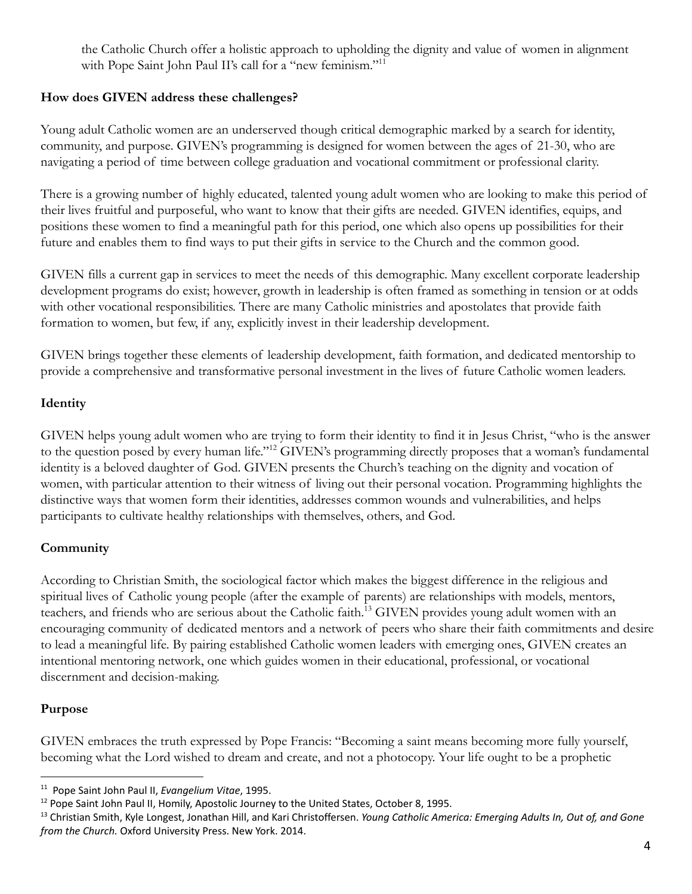the Catholic Church offer a holistic approach to upholding the dignity and value of women in alignment with Pope Saint John Paul II's call for a "new feminism."[11]

**How does GIVEN address these challenges?**

Young adult Catholic women are an underserved though critical demographic marked by a search for identity, community, and purpose. GIVEN's programming is designed for women between the ages of 21-30, who are navigating a period of time between college graduation and vocational commitment or professional clarity.

There is a growing number of highly educated, talented young adult women who are looking to make this period of their lives fruitful and purposeful, who want to know that their gifts are needed. GIVEN identifies, equips, and positions these women to find a meaningful path for this period, one which also opens up possibilities for their future and enables them to find ways to put their gifts in service to the Church and the common good.

GIVEN fills a current gap in services to meet the needs of this demographic. Many excellent corporate leadership development programs do exist; however, growth in leadership is often framed as something in tension or at odds with other vocational responsibilities. There are many Catholic ministries and apostolates that provide faith formation to women, but few, if any, explicitly invest in their leadership development.

GIVEN brings together these elements of leadership development, faith formation, and dedicated mentorship to provide a comprehensive and transformative personal investment in the lives of future Catholic women leaders.

**Identity**

GIVEN helps young adult women who are trying to form their identity to find it in Jesus Christ, "who is the answer to the question posed by every human life."[12] GIVEN's programming directly proposes that a woman's fundamental identity is a beloved daughter of God. GIVEN presents the Church's teaching on the dignity and vocation of women, with particular attention to their witness of living out their personal vocation. Programming highlights the distinctive ways that women form their identities, addresses common wounds and vulnerabilities, and helps participants to cultivate healthy relationships with themselves, others, and God.

**Community**

According to Christian Smith, the sociological factor which makes the biggest difference in the religious and spiritual lives of Catholic young people (after the example of parents) are relationships with models, mentors, teachers, and friends who are serious about the Catholic faith.[13] GIVEN provides young adult women with an encouraging community of dedicated mentors and a network of peers who share their faith commitments and desire to lead a meaningful life. By pairing established Catholic women leaders with emerging ones, GIVEN creates an intentional mentoring network, one which guides women in their educational, professional, or vocational discernment and decision-making.

**Purpose**

GIVEN embraces the truth expressed by Pope Francis: "Becoming a saint means becoming more fully yourself, becoming what the Lord wished to dream and create, and not a photocopy. Your life ought to be a prophetic

---

[11] Pope Saint John Paul II, *Evangelium Vitae*, 1995.

[12] Pope Saint John Paul II, Homily, Apostolic Journey to the United States, October 8, 1995.

[13] Christian Smith, Kyle Longest, Jonathan Hill, and Kari Christoffersen. *Young Catholic America: Emerging Adults In, Out of, and Gone from the Church.* Oxford University Press. New York. 2014.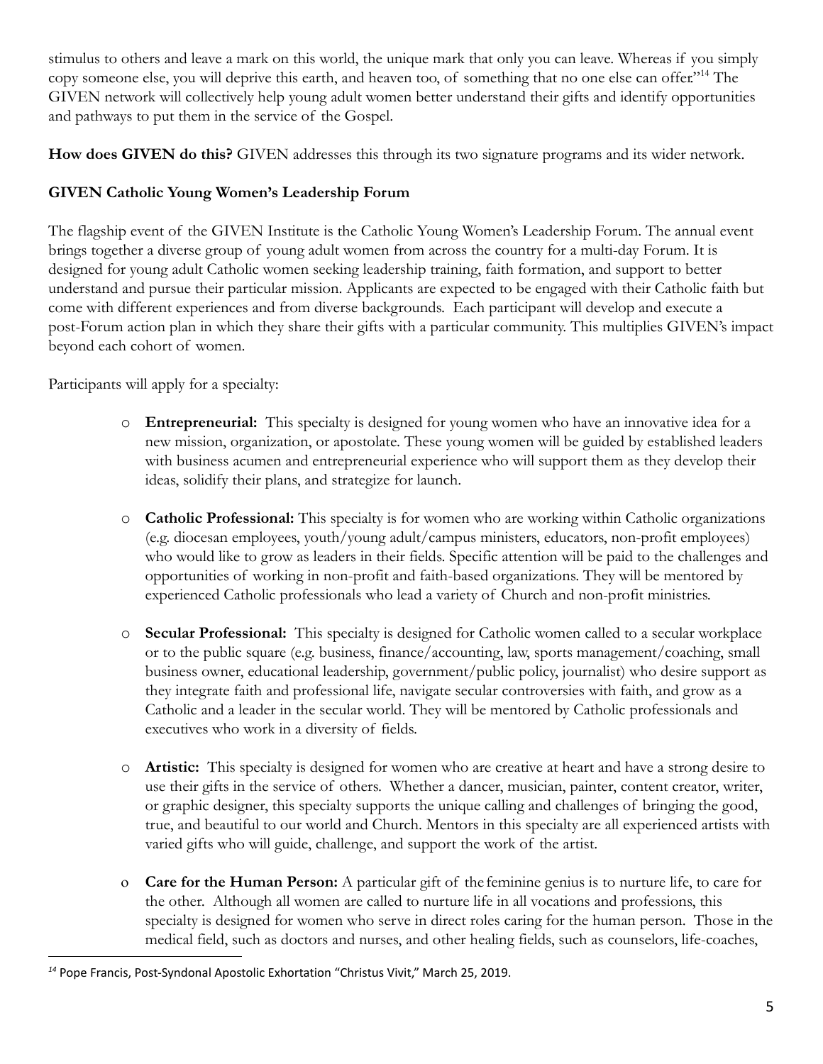stimulus to others and leave a mark on this world, the unique mark that only you can leave. Whereas if you simply copy someone else, you will deprive this earth, and heaven too, of something that no one else can offer."[14] The GIVEN network will collectively help young adult women better understand their gifts and identify opportunities and pathways to put them in the service of the Gospel.

**How does GIVEN do this?** GIVEN addresses this through its two signature programs and its wider network.

**GIVEN Catholic Young Women's Leadership Forum**

The flagship event of the GIVEN Institute is the Catholic Young Women's Leadership Forum. The annual event brings together a diverse group of young adult women from across the country for a multi-day Forum. It is designed for young adult Catholic women seeking leadership training, faith formation, and support to better understand and pursue their particular mission. Applicants are expected to be engaged with their Catholic faith but come with different experiences and from diverse backgrounds. Each participant will develop and execute a post-Forum action plan in which they share their gifts with a particular community. This multiplies GIVEN's impact beyond each cohort of women.

Participants will apply for a specialty:

- **Entrepreneurial:** This specialty is designed for young women who have an innovative idea for a new mission, organization, or apostolate. These young women will be guided by established leaders with business acumen and entrepreneurial experience who will support them as they develop their ideas, solidify their plans, and strategize for launch.

- **Catholic Professional:** This specialty is for women who are working within Catholic organizations (e.g. diocesan employees, youth/young adult/campus ministers, educators, non-profit employees) who would like to grow as leaders in their fields. Specific attention will be paid to the challenges and opportunities of working in non-profit and faith-based organizations. They will be mentored by experienced Catholic professionals who lead a variety of Church and non-profit ministries.

- **Secular Professional:** This specialty is designed for Catholic women called to a secular workplace or to the public square (e.g. business, finance/accounting, law, sports management/coaching, small business owner, educational leadership, government/public policy, journalist) who desire support as they integrate faith and professional life, navigate secular controversies with faith, and grow as a Catholic and a leader in the secular world. They will be mentored by Catholic professionals and executives who work in a diversity of fields.

- **Artistic:** This specialty is designed for women who are creative at heart and have a strong desire to use their gifts in the service of others. Whether a dancer, musician, painter, content creator, writer, or graphic designer, this specialty supports the unique calling and challenges of bringing the good, true, and beautiful to our world and Church. Mentors in this specialty are all experienced artists with varied gifts who will guide, challenge, and support the work of the artist.

- **Care for the Human Person:** A particular gift of the feminine genius is to nurture life, to care for the other. Although all women are called to nurture life in all vocations and professions, this specialty is designed for women who serve in direct roles caring for the human person. Those in the medical field, such as doctors and nurses, and other healing fields, such as counselors, life-coaches,

---

[14] Pope Francis, Post-Syndonal Apostolic Exhortation "Christus Vivit," March 25, 2019.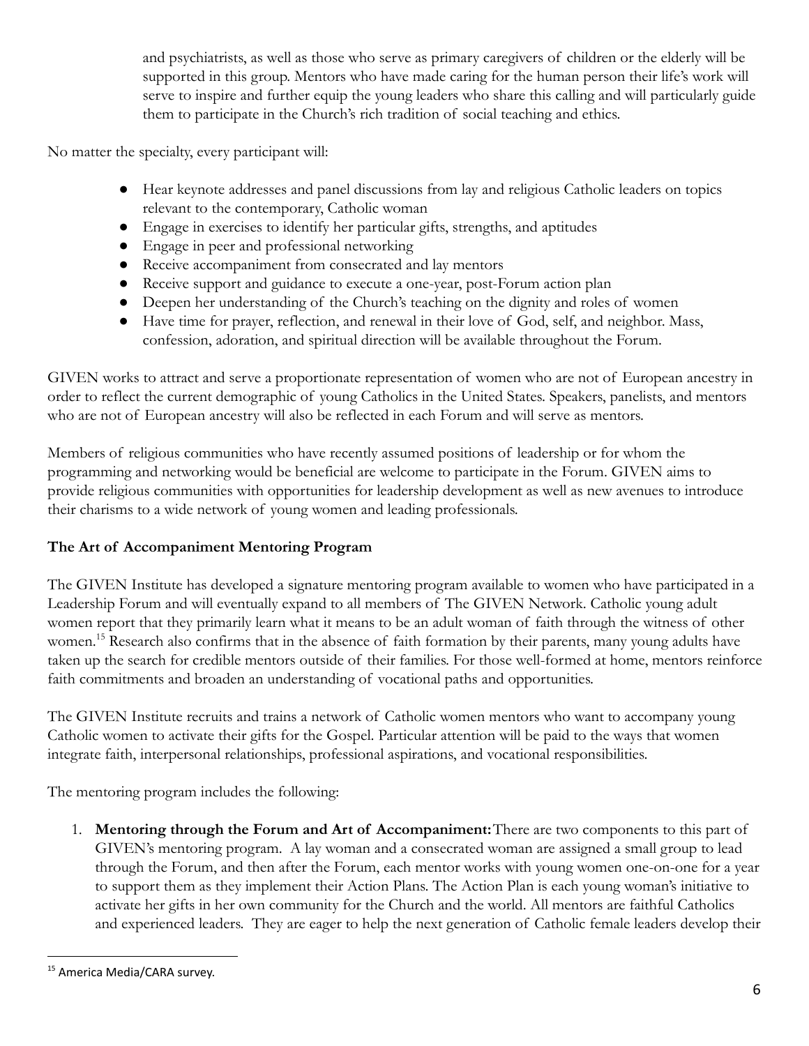and psychiatrists, as well as those who serve as primary caregivers of children or the elderly will be supported in this group. Mentors who have made caring for the human person their life's work will serve to inspire and further equip the young leaders who share this calling and will particularly guide them to participate in the Church's rich tradition of social teaching and ethics.

No matter the specialty, every participant will:

- Hear keynote addresses and panel discussions from lay and religious Catholic leaders on topics relevant to the contemporary, Catholic woman
- Engage in exercises to identify her particular gifts, strengths, and aptitudes
- Engage in peer and professional networking
- Receive accompaniment from consecrated and lay mentors
- Receive support and guidance to execute a one-year, post-Forum action plan
- Deepen her understanding of the Church's teaching on the dignity and roles of women
- Have time for prayer, reflection, and renewal in their love of God, self, and neighbor. Mass, confession, adoration, and spiritual direction will be available throughout the Forum.

GIVEN works to attract and serve a proportionate representation of women who are not of European ancestry in order to reflect the current demographic of young Catholics in the United States. Speakers, panelists, and mentors who are not of European ancestry will also be reflected in each Forum and will serve as mentors.

Members of religious communities who have recently assumed positions of leadership or for whom the programming and networking would be beneficial are welcome to participate in the Forum. GIVEN aims to provide religious communities with opportunities for leadership development as well as new avenues to introduce their charisms to a wide network of young women and leading professionals.

**The Art of Accompaniment Mentoring Program**

The GIVEN Institute has developed a signature mentoring program available to women who have participated in a Leadership Forum and will eventually expand to all members of The GIVEN Network. Catholic young adult women report that they primarily learn what it means to be an adult woman of faith through the witness of other women.[15] Research also confirms that in the absence of faith formation by their parents, many young adults have taken up the search for credible mentors outside of their families. For those well-formed at home, mentors reinforce faith commitments and broaden an understanding of vocational paths and opportunities.

The GIVEN Institute recruits and trains a network of Catholic women mentors who want to accompany young Catholic women to activate their gifts for the Gospel. Particular attention will be paid to the ways that women integrate faith, interpersonal relationships, professional aspirations, and vocational responsibilities.

The mentoring program includes the following:

1. **Mentoring through the Forum and Art of Accompaniment:** There are two components to this part of GIVEN's mentoring program. A lay woman and a consecrated woman are assigned a small group to lead through the Forum, and then after the Forum, each mentor works with young women one-on-one for a year to support them as they implement their Action Plans. The Action Plan is each young woman's initiative to activate her gifts in her own community for the Church and the world. All mentors are faithful Catholics and experienced leaders. They are eager to help the next generation of Catholic female leaders develop their

[15] America Media/CARA survey.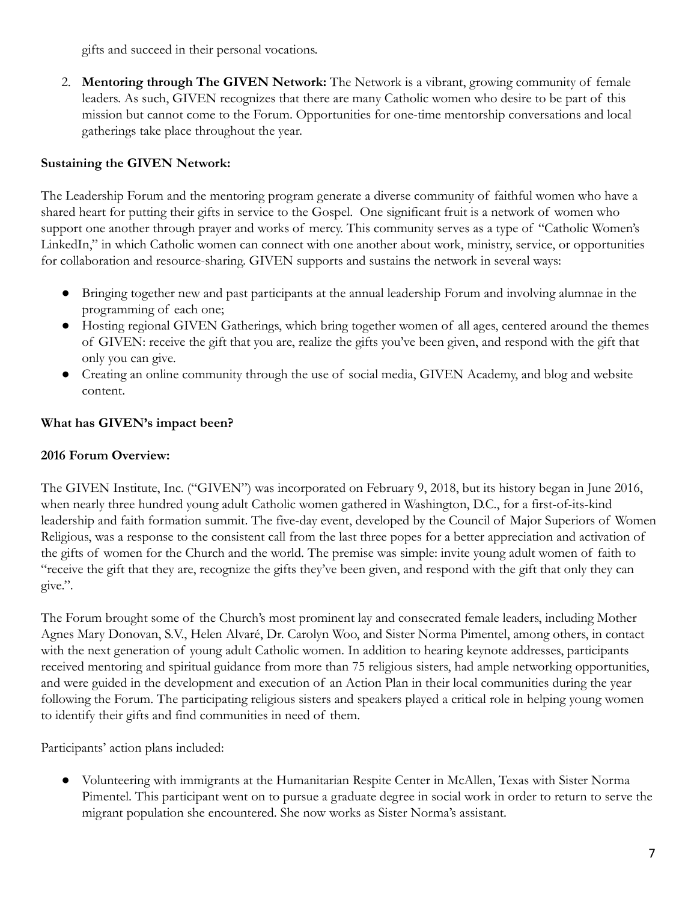gifts and succeed in their personal vocations.

2. **Mentoring through The GIVEN Network:** The Network is a vibrant, growing community of female leaders. As such, GIVEN recognizes that there are many Catholic women who desire to be part of this mission but cannot come to the Forum. Opportunities for one-time mentorship conversations and local gatherings take place throughout the year.

**Sustaining the GIVEN Network:**

The Leadership Forum and the mentoring program generate a diverse community of faithful women who have a shared heart for putting their gifts in service to the Gospel. One significant fruit is a network of women who support one another through prayer and works of mercy. This community serves as a type of "Catholic Women's LinkedIn," in which Catholic women can connect with one another about work, ministry, service, or opportunities for collaboration and resource-sharing. GIVEN supports and sustains the network in several ways:

- Bringing together new and past participants at the annual leadership Forum and involving alumnae in the programming of each one;
- Hosting regional GIVEN Gatherings, which bring together women of all ages, centered around the themes of GIVEN: receive the gift that you are, realize the gifts you've been given, and respond with the gift that only you can give.
- Creating an online community through the use of social media, GIVEN Academy, and blog and website content.

**What has GIVEN's impact been?**

**2016 Forum Overview:**

The GIVEN Institute, Inc. ("GIVEN") was incorporated on February 9, 2018, but its history began in June 2016, when nearly three hundred young adult Catholic women gathered in Washington, D.C., for a first-of-its-kind leadership and faith formation summit. The five-day event, developed by the Council of Major Superiors of Women Religious, was a response to the consistent call from the last three popes for a better appreciation and activation of the gifts of women for the Church and the world. The premise was simple: invite young adult women of faith to "receive the gift that they are, recognize the gifts they've been given, and respond with the gift that only they can give.".

The Forum brought some of the Church's most prominent lay and consecrated female leaders, including Mother Agnes Mary Donovan, S.V., Helen Alvaré, Dr. Carolyn Woo, and Sister Norma Pimentel, among others, in contact with the next generation of young adult Catholic women. In addition to hearing keynote addresses, participants received mentoring and spiritual guidance from more than 75 religious sisters, had ample networking opportunities, and were guided in the development and execution of an Action Plan in their local communities during the year following the Forum. The participating religious sisters and speakers played a critical role in helping young women to identify their gifts and find communities in need of them.

Participants' action plans included:

- Volunteering with immigrants at the Humanitarian Respite Center in McAllen, Texas with Sister Norma Pimentel. This participant went on to pursue a graduate degree in social work in order to return to serve the migrant population she encountered. She now works as Sister Norma's assistant.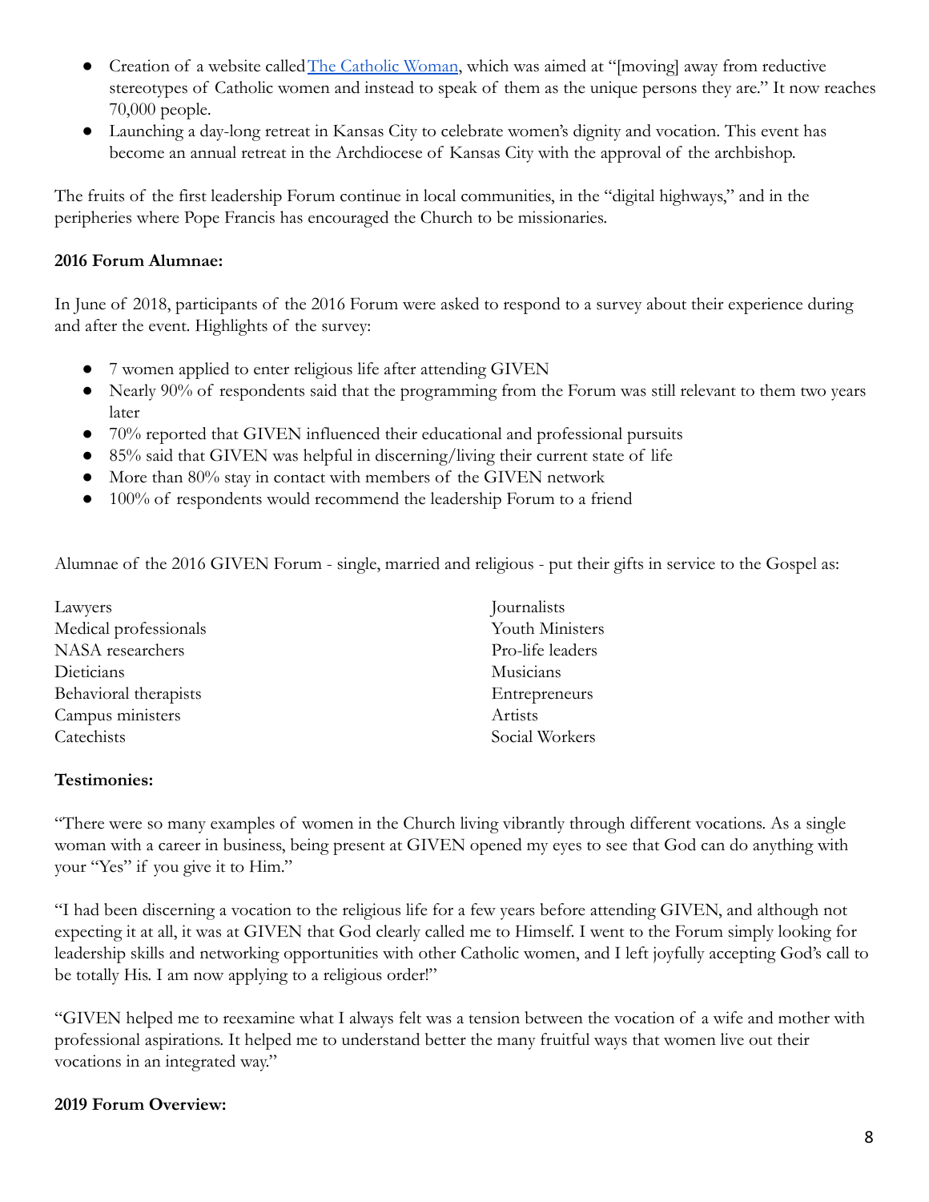- Creation of a website called [The Catholic Woman](), which was aimed at "[moving] away from reductive stereotypes of Catholic women and instead to speak of them as the unique persons they are." It now reaches 70,000 people.
- Launching a day-long retreat in Kansas City to celebrate women's dignity and vocation. This event has become an annual retreat in the Archdiocese of Kansas City with the approval of the archbishop.

The fruits of the first leadership Forum continue in local communities, in the "digital highways," and in the peripheries where Pope Francis has encouraged the Church to be missionaries.

**2016 Forum Alumnae:**

In June of 2018, participants of the 2016 Forum were asked to respond to a survey about their experience during and after the event. Highlights of the survey:

- 7 women applied to enter religious life after attending GIVEN
- Nearly 90% of respondents said that the programming from the Forum was still relevant to them two years later
- 70% reported that GIVEN influenced their educational and professional pursuits
- 85% said that GIVEN was helpful in discerning/living their current state of life
- More than 80% stay in contact with members of the GIVEN network
- 100% of respondents would recommend the leadership Forum to a friend

Alumnae of the 2016 GIVEN Forum - single, married and religious - put their gifts in service to the Gospel as:

Lawyers
Medical professionals
NASA researchers
Dieticians
Behavioral therapists
Campus ministers
Catechists
Journalists
Youth Ministers
Pro-life leaders
Musicians
Entrepreneurs
Artists
Social Workers

**Testimonies:**

"There were so many examples of women in the Church living vibrantly through different vocations. As a single woman with a career in business, being present at GIVEN opened my eyes to see that God can do anything with your "Yes" if you give it to Him."

"I had been discerning a vocation to the religious life for a few years before attending GIVEN, and although not expecting it at all, it was at GIVEN that God clearly called me to Himself. I went to the Forum simply looking for leadership skills and networking opportunities with other Catholic women, and I left joyfully accepting God's call to be totally His. I am now applying to a religious order!"

"GIVEN helped me to reexamine what I always felt was a tension between the vocation of a wife and mother with professional aspirations. It helped me to understand better the many fruitful ways that women live out their vocations in an integrated way."

**2019 Forum Overview:**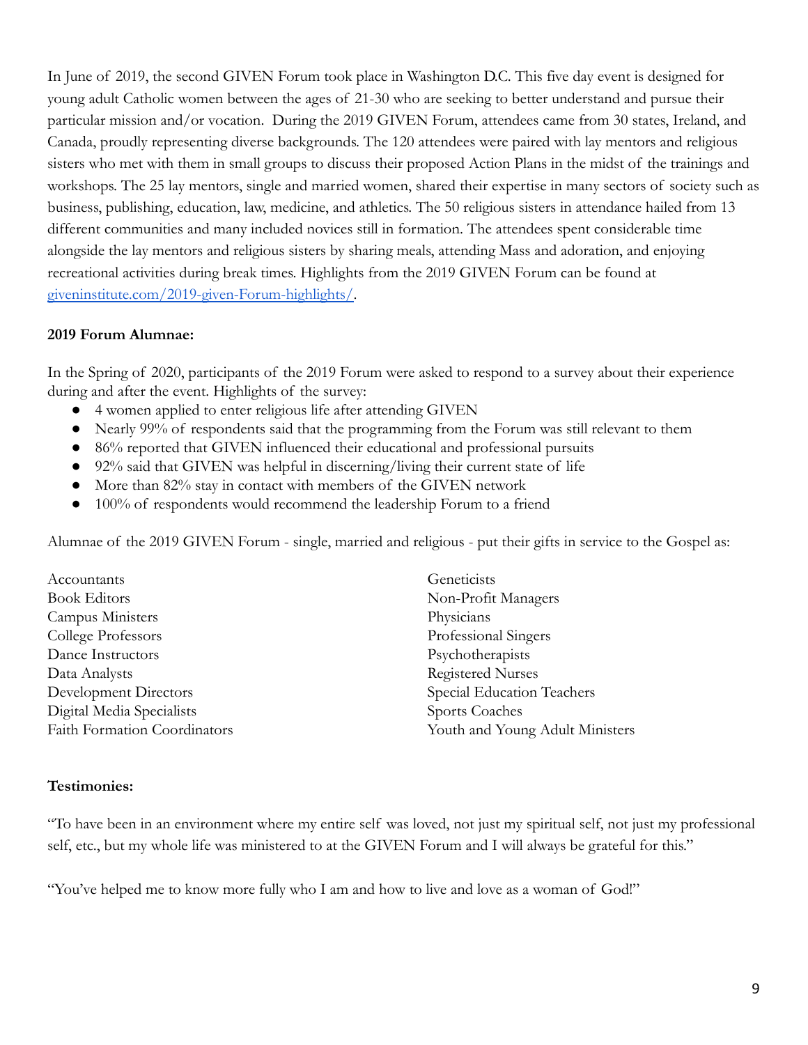In June of 2019, the second GIVEN Forum took place in Washington D.C. This five day event is designed for young adult Catholic women between the ages of 21-30 who are seeking to better understand and pursue their particular mission and/or vocation. During the 2019 GIVEN Forum, attendees came from 30 states, Ireland, and Canada, proudly representing diverse backgrounds. The 120 attendees were paired with lay mentors and religious sisters who met with them in small groups to discuss their proposed Action Plans in the midst of the trainings and workshops. The 25 lay mentors, single and married women, shared their expertise in many sectors of society such as business, publishing, education, law, medicine, and athletics. The 50 religious sisters in attendance hailed from 13 different communities and many included novices still in formation. The attendees spent considerable time alongside the lay mentors and religious sisters by sharing meals, attending Mass and adoration, and enjoying recreational activities during break times. Highlights from the 2019 GIVEN Forum can be found at [giveninstitute.com/2019-given-Forum-highlights/](giveninstitute.com/2019-given-Forum-highlights/).

**2019 Forum Alumnae:**

In the Spring of 2020, participants of the 2019 Forum were asked to respond to a survey about their experience during and after the event. Highlights of the survey:

- 4 women applied to enter religious life after attending GIVEN
- Nearly 99% of respondents said that the programming from the Forum was still relevant to them
- 86% reported that GIVEN influenced their educational and professional pursuits
- 92% said that GIVEN was helpful in discerning/living their current state of life
- More than 82% stay in contact with members of the GIVEN network
- 100% of respondents would recommend the leadership Forum to a friend

Alumnae of the 2019 GIVEN Forum - single, married and religious - put their gifts in service to the Gospel as:

Accountants
Book Editors
Campus Ministers
College Professors
Dance Instructors
Data Analysts
Development Directors
Digital Media Specialists
Faith Formation Coordinators
Geneticists
Non-Profit Managers
Physicians
Professional Singers
Psychotherapists
Registered Nurses
Special Education Teachers
Sports Coaches
Youth and Young Adult Ministers

**Testimonies:**

"To have been in an environment where my entire self was loved, not just my spiritual self, not just my professional self, etc., but my whole life was ministered to at the GIVEN Forum and I will always be grateful for this."

"You've helped me to know more fully who I am and how to live and love as a woman of God!"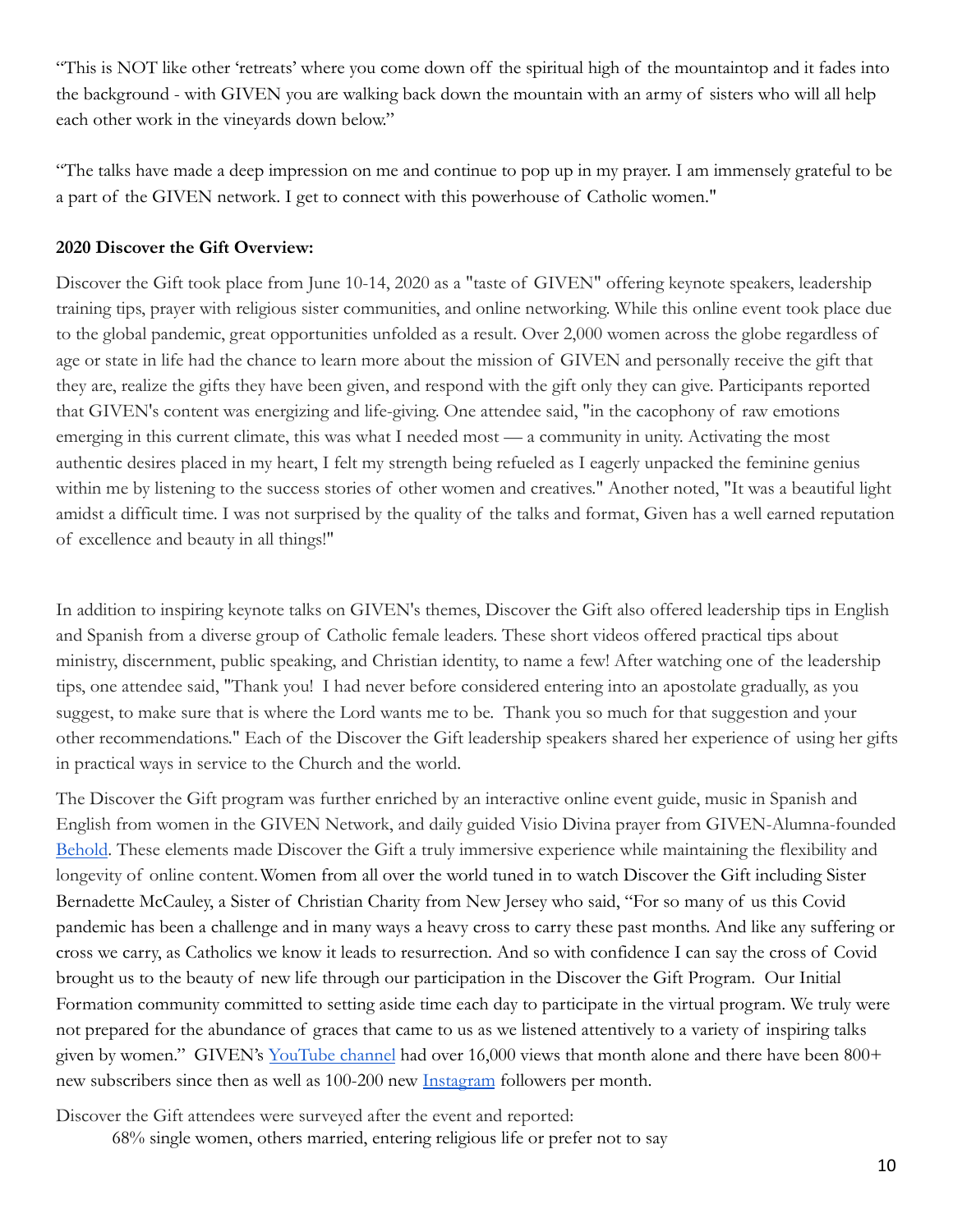"This is NOT like other 'retreats' where you come down off the spiritual high of the mountaintop and it fades into the background - with GIVEN you are walking back down the mountain with an army of sisters who will all help each other work in the vineyards down below."

"The talks have made a deep impression on me and continue to pop up in my prayer. I am immensely grateful to be a part of the GIVEN network. I get to connect with this powerhouse of Catholic women."

**2020 Discover the Gift Overview:**

Discover the Gift took place from June 10-14, 2020 as a "taste of GIVEN" offering keynote speakers, leadership training tips, prayer with religious sister communities, and online networking. While this online event took place due to the global pandemic, great opportunities unfolded as a result. Over 2,000 women across the globe regardless of age or state in life had the chance to learn more about the mission of GIVEN and personally receive the gift that they are, realize the gifts they have been given, and respond with the gift only they can give. Participants reported that GIVEN's content was energizing and life-giving. One attendee said, "in the cacophony of raw emotions emerging in this current climate, this was what I needed most — a community in unity. Activating the most authentic desires placed in my heart, I felt my strength being refueled as I eagerly unpacked the feminine genius within me by listening to the success stories of other women and creatives." Another noted, "It was a beautiful light amidst a difficult time. I was not surprised by the quality of the talks and format, Given has a well earned reputation of excellence and beauty in all things!"

In addition to inspiring keynote talks on GIVEN's themes, Discover the Gift also offered leadership tips in English and Spanish from a diverse group of Catholic female leaders. These short videos offered practical tips about ministry, discernment, public speaking, and Christian identity, to name a few! After watching one of the leadership tips, one attendee said, "Thank you! I had never before considered entering into an apostolate gradually, as you suggest, to make sure that is where the Lord wants me to be. Thank you so much for that suggestion and your other recommendations." Each of the Discover the Gift leadership speakers shared her experience of using her gifts in practical ways in service to the Church and the world.

The Discover the Gift program was further enriched by an interactive online event guide, music in Spanish and English from women in the GIVEN Network, and daily guided Visio Divina prayer from GIVEN-Alumna-founded [Behold](). These elements made Discover the Gift a truly immersive experience while maintaining the flexibility and longevity of online content. Women from all over the world tuned in to watch Discover the Gift including Sister Bernadette McCauley, a Sister of Christian Charity from New Jersey who said, "For so many of us this Covid pandemic has been a challenge and in many ways a heavy cross to carry these past months. And like any suffering or cross we carry, as Catholics we know it leads to resurrection. And so with confidence I can say the cross of Covid brought us to the beauty of new life through our participation in the Discover the Gift Program. Our Initial Formation community committed to setting aside time each day to participate in the virtual program. We truly were not prepared for the abundance of graces that came to us as we listened attentively to a variety of inspiring talks given by women." GIVEN's [YouTube channel]() had over 16,000 views that month alone and there have been 800+ new subscribers since then as well as 100-200 new [Instagram]() followers per month.

Discover the Gift attendees were surveyed after the event and reported:

- 68% single women, others married, entering religious life or prefer not to say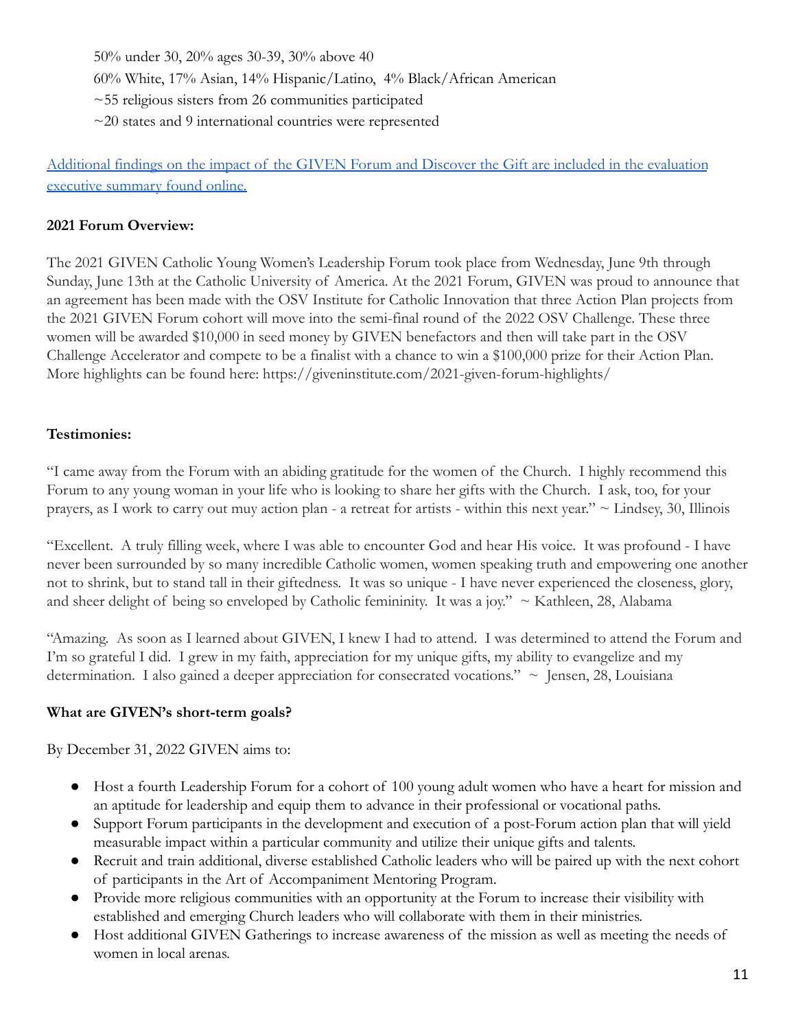50% under 30, 20% ages 30-39, 30% above 40
60% White, 17% Asian, 14% Hispanic/Latino, 4% Black/African American
~55 religious sisters from 26 communities participated
~20 states and 9 international countries were represented

Additional findings on the impact of the GIVEN Forum and Discover the Gift are included in the evaluation executive summary found online.

**2021 Forum Overview:**

The 2021 GIVEN Catholic Young Women's Leadership Forum took place from Wednesday, June 9th through Sunday, June 13th at the Catholic University of America. At the 2021 Forum, GIVEN was proud to announce that an agreement has been made with the OSV Institute for Catholic Innovation that three Action Plan projects from the 2021 GIVEN Forum cohort will move into the semi-final round of the 2022 OSV Challenge. These three women will be awarded $10,000 in seed money by GIVEN benefactors and then will take part in the OSV Challenge Accelerator and compete to be a finalist with a chance to win a $100,000 prize for their Action Plan. More highlights can be found here: https://giveninstitute.com/2021-given-forum-highlights/

**Testimonies:**

"I came away from the Forum with an abiding gratitude for the women of the Church. I highly recommend this Forum to any young woman in your life who is looking to share her gifts with the Church. I ask, too, for your prayers, as I work to carry out muy action plan - a retreat for artists - within this next year." ~ Lindsey, 30, Illinois

"Excellent. A truly filling week, where I was able to encounter God and hear His voice. It was profound - I have never been surrounded by so many incredible Catholic women, women speaking truth and empowering one another not to shrink, but to stand tall in their giftedness. It was so unique - I have never experienced the closeness, glory, and sheer delight of being so enveloped by Catholic femininity. It was a joy." ~ Kathleen, 28, Alabama

"Amazing. As soon as I learned about GIVEN, I knew I had to attend. I was determined to attend the Forum and I'm so grateful I did. I grew in my faith, appreciation for my unique gifts, my ability to evangelize and my determination. I also gained a deeper appreciation for consecrated vocations." ~ Jensen, 28, Louisiana

**What are GIVEN's short-term goals?**

By December 31, 2022 GIVEN aims to:

- Host a fourth Leadership Forum for a cohort of 100 young adult women who have a heart for mission and an aptitude for leadership and equip them to advance in their professional or vocational paths.
- Support Forum participants in the development and execution of a post-Forum action plan that will yield measurable impact within a particular community and utilize their unique gifts and talents.
- Recruit and train additional, diverse established Catholic leaders who will be paired up with the next cohort of participants in the Art of Accompaniment Mentoring Program.
- Provide more religious communities with an opportunity at the Forum to increase their visibility with established and emerging Church leaders who will collaborate with them in their ministries.
- Host additional GIVEN Gatherings to increase awareness of the mission as well as meeting the needs of women in local arenas.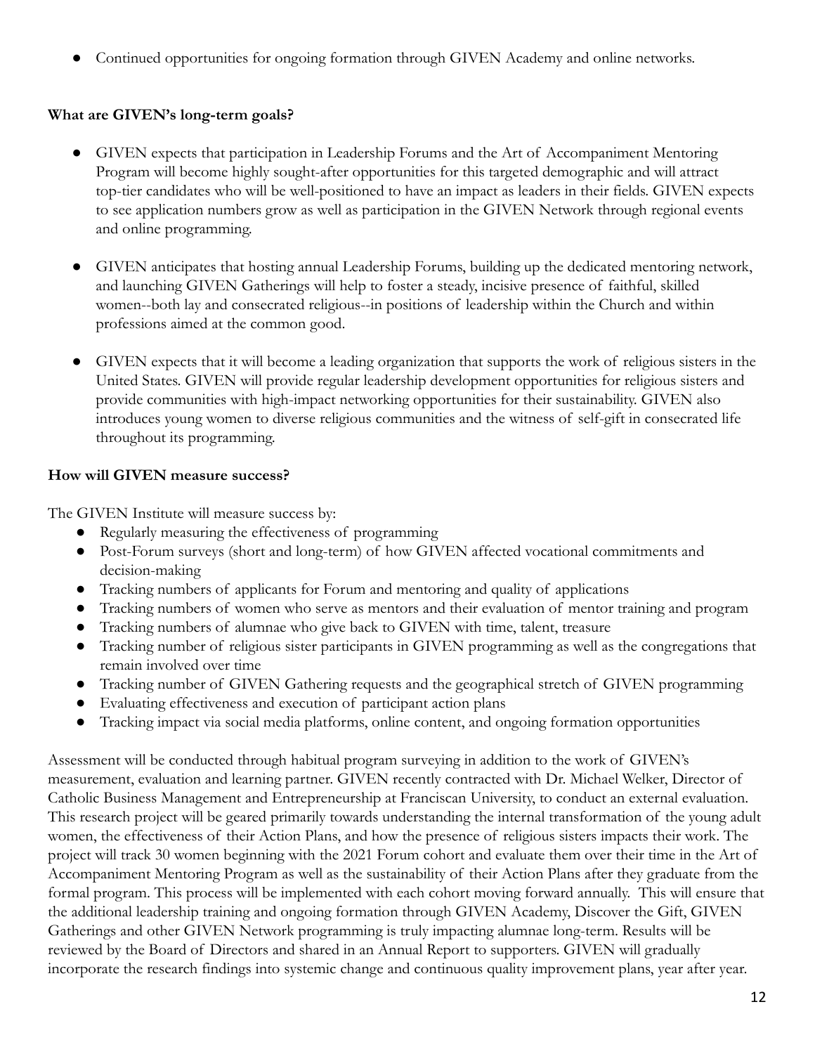- Continued opportunities for ongoing formation through GIVEN Academy and online networks.

**What are GIVEN's long-term goals?**

- GIVEN expects that participation in Leadership Forums and the Art of Accompaniment Mentoring Program will become highly sought-after opportunities for this targeted demographic and will attract top-tier candidates who will be well-positioned to have an impact as leaders in their fields. GIVEN expects to see application numbers grow as well as participation in the GIVEN Network through regional events and online programming.

- GIVEN anticipates that hosting annual Leadership Forums, building up the dedicated mentoring network, and launching GIVEN Gatherings will help to foster a steady, incisive presence of faithful, skilled women--both lay and consecrated religious--in positions of leadership within the Church and within professions aimed at the common good.

- GIVEN expects that it will become a leading organization that supports the work of religious sisters in the United States. GIVEN will provide regular leadership development opportunities for religious sisters and provide communities with high-impact networking opportunities for their sustainability. GIVEN also introduces young women to diverse religious communities and the witness of self-gift in consecrated life throughout its programming.

**How will GIVEN measure success?**

The GIVEN Institute will measure success by:

- Regularly measuring the effectiveness of programming
- Post-Forum surveys (short and long-term) of how GIVEN affected vocational commitments and decision-making
- Tracking numbers of applicants for Forum and mentoring and quality of applications
- Tracking numbers of women who serve as mentors and their evaluation of mentor training and program
- Tracking numbers of alumnae who give back to GIVEN with time, talent, treasure
- Tracking number of religious sister participants in GIVEN programming as well as the congregations that remain involved over time
- Tracking number of GIVEN Gathering requests and the geographical stretch of GIVEN programming
- Evaluating effectiveness and execution of participant action plans
- Tracking impact via social media platforms, online content, and ongoing formation opportunities

Assessment will be conducted through habitual program surveying in addition to the work of GIVEN's measurement, evaluation and learning partner. GIVEN recently contracted with Dr. Michael Welker, Director of Catholic Business Management and Entrepreneurship at Franciscan University, to conduct an external evaluation. This research project will be geared primarily towards understanding the internal transformation of the young adult women, the effectiveness of their Action Plans, and how the presence of religious sisters impacts their work. The project will track 30 women beginning with the 2021 Forum cohort and evaluate them over their time in the Art of Accompaniment Mentoring Program as well as the sustainability of their Action Plans after they graduate from the formal program. This process will be implemented with each cohort moving forward annually. This will ensure that the additional leadership training and ongoing formation through GIVEN Academy, Discover the Gift, GIVEN Gatherings and other GIVEN Network programming is truly impacting alumnae long-term. Results will be reviewed by the Board of Directors and shared in an Annual Report to supporters. GIVEN will gradually incorporate the research findings into systemic change and continuous quality improvement plans, year after year.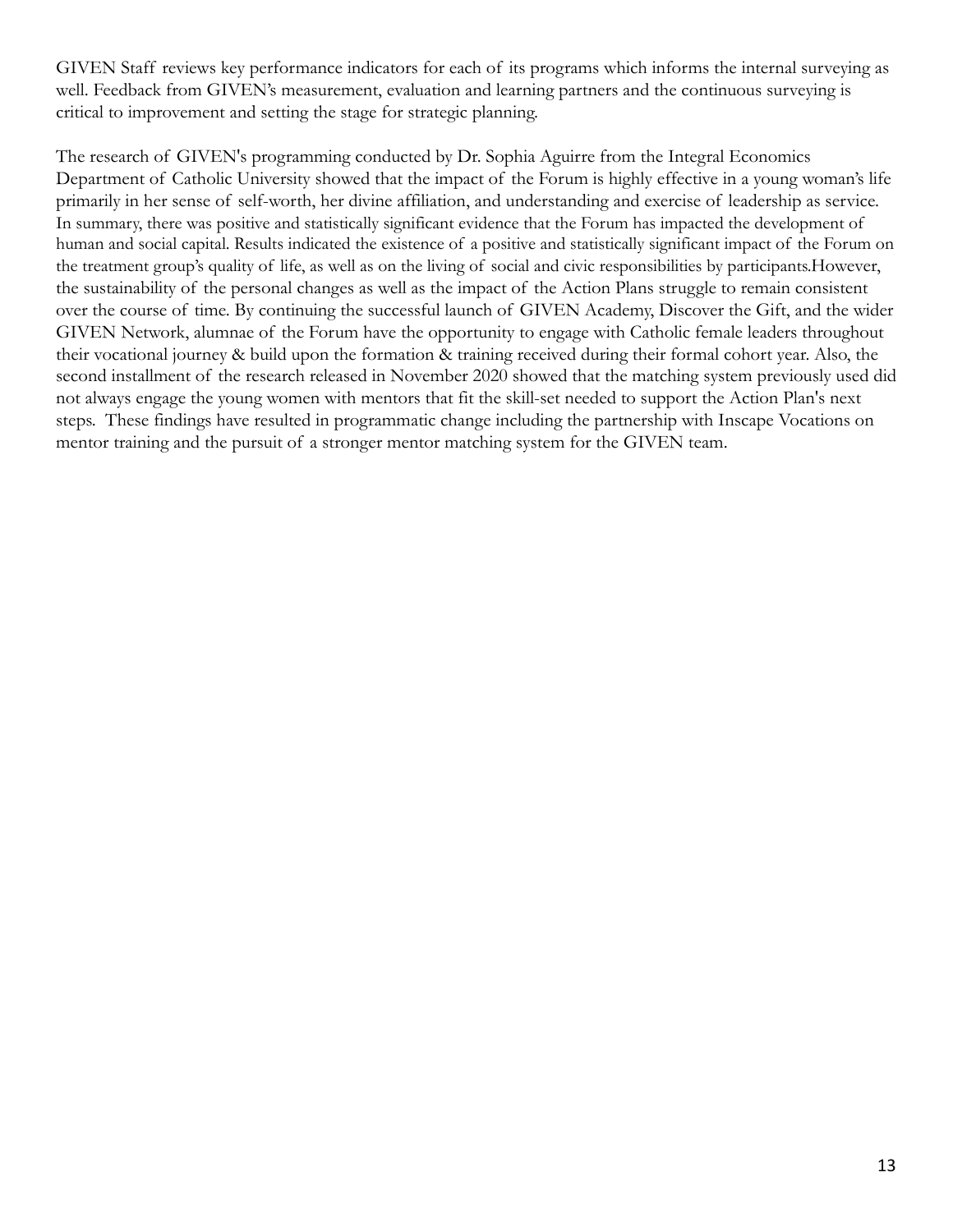GIVEN Staff reviews key performance indicators for each of its programs which informs the internal surveying as well. Feedback from GIVEN's measurement, evaluation and learning partners and the continuous surveying is critical to improvement and setting the stage for strategic planning.

The research of GIVEN's programming conducted by Dr. Sophia Aguirre from the Integral Economics Department of Catholic University showed that the impact of the Forum is highly effective in a young woman's life primarily in her sense of self-worth, her divine affiliation, and understanding and exercise of leadership as service. In summary, there was positive and statistically significant evidence that the Forum has impacted the development of human and social capital. Results indicated the existence of a positive and statistically significant impact of the Forum on the treatment group's quality of life, as well as on the living of social and civic responsibilities by participants.However, the sustainability of the personal changes as well as the impact of the Action Plans struggle to remain consistent over the course of time. By continuing the successful launch of GIVEN Academy, Discover the Gift, and the wider GIVEN Network, alumnae of the Forum have the opportunity to engage with Catholic female leaders throughout their vocational journey & build upon the formation & training received during their formal cohort year. Also, the second installment of the research released in November 2020 showed that the matching system previously used did not always engage the young women with mentors that fit the skill-set needed to support the Action Plan's next steps. These findings have resulted in programmatic change including the partnership with Inscape Vocations on mentor training and the pursuit of a stronger mentor matching system for the GIVEN team.